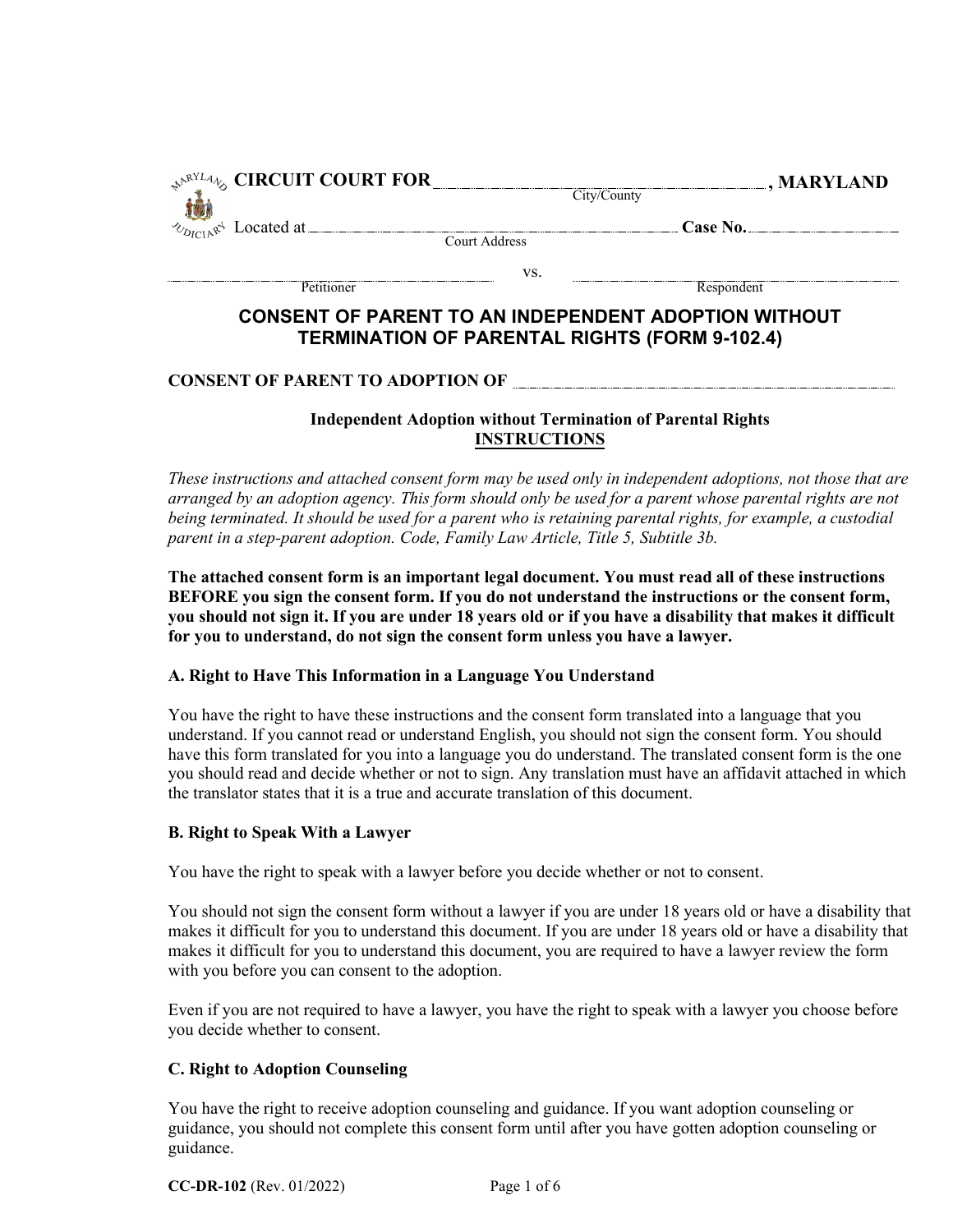**CIRCUIT COURT FOR** ______________________________ **, MARYLAND**
City/County

Located at ______________________________ **Case No.** ______________
Court Address

______________________________ vs. ______________________________
Petitioner Respondent

## CONSENT OF PARENT TO AN INDEPENDENT ADOPTION WITHOUT TERMINATION OF PARENTAL RIGHTS (FORM 9-102.4)

**CONSENT OF PARENT TO ADOPTION OF** ______________________________

### Independent Adoption without Termination of Parental Rights
### INSTRUCTIONS

*These instructions and attached consent form may be used only in independent adoptions, not those that are arranged by an adoption agency. This form should only be used for a parent whose parental rights are not being terminated. It should be used for a parent who is retaining parental rights, for example, a custodial parent in a step-parent adoption. Code, Family Law Article, Title 5, Subtitle 3b.*

**The attached consent form is an important legal document. You must read all of these instructions BEFORE you sign the consent form. If you do not understand the instructions or the consent form, you should not sign it. If you are under 18 years old or if you have a disability that makes it difficult for you to understand, do not sign the consent form unless you have a lawyer.**

**A. Right to Have This Information in a Language You Understand**

You have the right to have these instructions and the consent form translated into a language that you understand. If you cannot read or understand English, you should not sign the consent form. You should have this form translated for you into a language you do understand. The translated consent form is the one you should read and decide whether or not to sign. Any translation must have an affidavit attached in which the translator states that it is a true and accurate translation of this document.

**B. Right to Speak With a Lawyer**

You have the right to speak with a lawyer before you decide whether or not to consent.

You should not sign the consent form without a lawyer if you are under 18 years old or have a disability that makes it difficult for you to understand this document. If you are under 18 years old or have a disability that makes it difficult for you to understand this document, you are required to have a lawyer review the form with you before you can consent to the adoption.

Even if you are not required to have a lawyer, you have the right to speak with a lawyer you choose before you decide whether to consent.

**C. Right to Adoption Counseling**

You have the right to receive adoption counseling and guidance. If you want adoption counseling or guidance, you should not complete this consent form until after you have gotten adoption counseling or guidance.

**CC-DR-102** (Rev. 01/2022)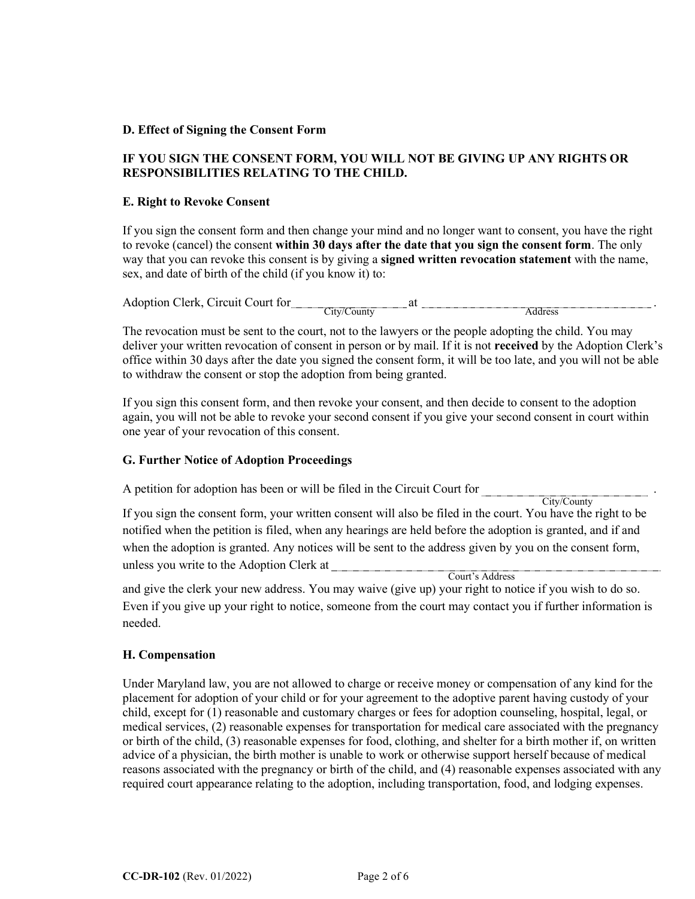**D. Effect of Signing the Consent Form**

**IF YOU SIGN THE CONSENT FORM, YOU WILL NOT BE GIVING UP ANY RIGHTS OR RESPONSIBILITIES RELATING TO THE CHILD.**

**E. Right to Revoke Consent**

If you sign the consent form and then change your mind and no longer want to consent, you have the right to revoke (cancel) the consent **within 30 days after the date that you sign the consent form**. The only way that you can revoke this consent is by giving a **signed written revocation statement** with the name, sex, and date of birth of the child (if you know it) to:

Adoption Clerk, Circuit Court for ____________________ at ____________________________________________ .
City/County Address

The revocation must be sent to the court, not to the lawyers or the people adopting the child. You may deliver your written revocation of consent in person or by mail. If it is not **received** by the Adoption Clerk's office within 30 days after the date you signed the consent form, it will be too late, and you will not be able to withdraw the consent or stop the adoption from being granted.

If you sign this consent form, and then revoke your consent, and then decide to consent to the adoption again, you will not be able to revoke your second consent if you give your second consent in court within one year of your revocation of this consent.

**G. Further Notice of Adoption Proceedings**

A petition for adoption has been or will be filed in the Circuit Court for ______________________________ .
City/County

If you sign the consent form, your written consent will also be filed in the court. You have the right to be notified when the petition is filed, when any hearings are held before the adoption is granted, and if and when the adoption is granted. Any notices will be sent to the address given by you on the consent form, unless you write to the Adoption Clerk at ____________________________________________________________
Court's Address

and give the clerk your new address. You may waive (give up) your right to notice if you wish to do so. Even if you give up your right to notice, someone from the court may contact you if further information is needed.

**H. Compensation**

Under Maryland law, you are not allowed to charge or receive money or compensation of any kind for the placement for adoption of your child or for your agreement to the adoptive parent having custody of your child, except for (1) reasonable and customary charges or fees for adoption counseling, hospital, legal, or medical services, (2) reasonable expenses for transportation for medical care associated with the pregnancy or birth of the child, (3) reasonable expenses for food, clothing, and shelter for a birth mother if, on written advice of a physician, the birth mother is unable to work or otherwise support herself because of medical reasons associated with the pregnancy or birth of the child, and (4) reasonable expenses associated with any required court appearance relating to the adoption, including transportation, food, and lodging expenses.

**CC-DR-102** (Rev. 01/2022)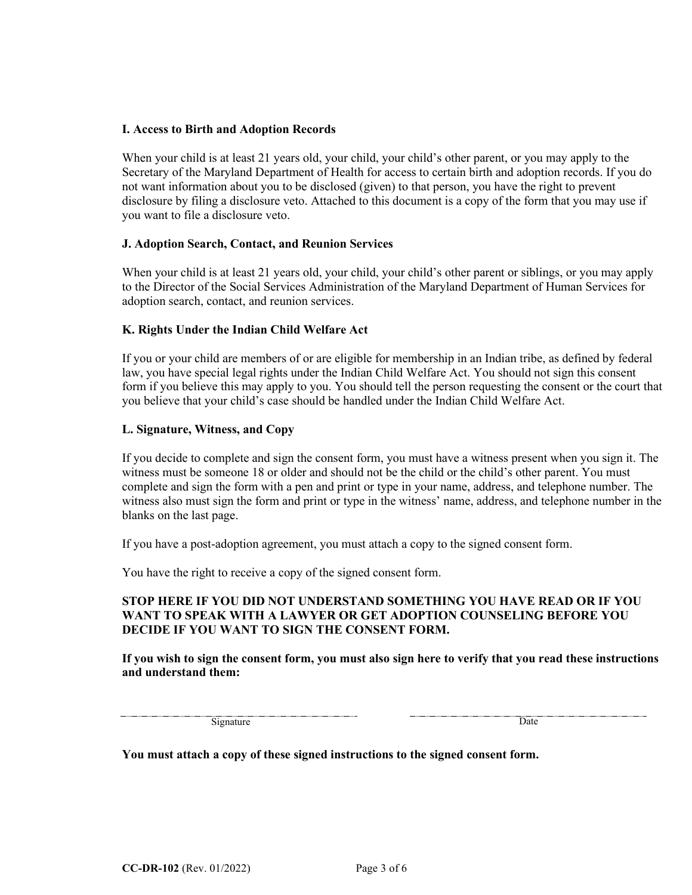**I. Access to Birth and Adoption Records**

When your child is at least 21 years old, your child, your child's other parent, or you may apply to the Secretary of the Maryland Department of Health for access to certain birth and adoption records. If you do not want information about you to be disclosed (given) to that person, you have the right to prevent disclosure by filing a disclosure veto. Attached to this document is a copy of the form that you may use if you want to file a disclosure veto.

**J. Adoption Search, Contact, and Reunion Services**

When your child is at least 21 years old, your child, your child's other parent or siblings, or you may apply to the Director of the Social Services Administration of the Maryland Department of Human Services for adoption search, contact, and reunion services.

**K. Rights Under the Indian Child Welfare Act**

If you or your child are members of or are eligible for membership in an Indian tribe, as defined by federal law, you have special legal rights under the Indian Child Welfare Act. You should not sign this consent form if you believe this may apply to you. You should tell the person requesting the consent or the court that you believe that your child's case should be handled under the Indian Child Welfare Act.

**L. Signature, Witness, and Copy**

If you decide to complete and sign the consent form, you must have a witness present when you sign it. The witness must be someone 18 or older and should not be the child or the child's other parent. You must complete and sign the form with a pen and print or type in your name, address, and telephone number. The witness also must sign the form and print or type in the witness' name, address, and telephone number in the blanks on the last page.

If you have a post-adoption agreement, you must attach a copy to the signed consent form.

You have the right to receive a copy of the signed consent form.

**STOP HERE IF YOU DID NOT UNDERSTAND SOMETHING YOU HAVE READ OR IF YOU WANT TO SPEAK WITH A LAWYER OR GET ADOPTION COUNSELING BEFORE YOU DECIDE IF YOU WANT TO SIGN THE CONSENT FORM.**

**If you wish to sign the consent form, you must also sign here to verify that you read these instructions and understand them:**

_______________________________ Signature &nbsp;&nbsp;&nbsp;&nbsp; _______________________________ Date

**You must attach a copy of these signed instructions to the signed consent form.**

**CC-DR-102** (Rev. 01/2022)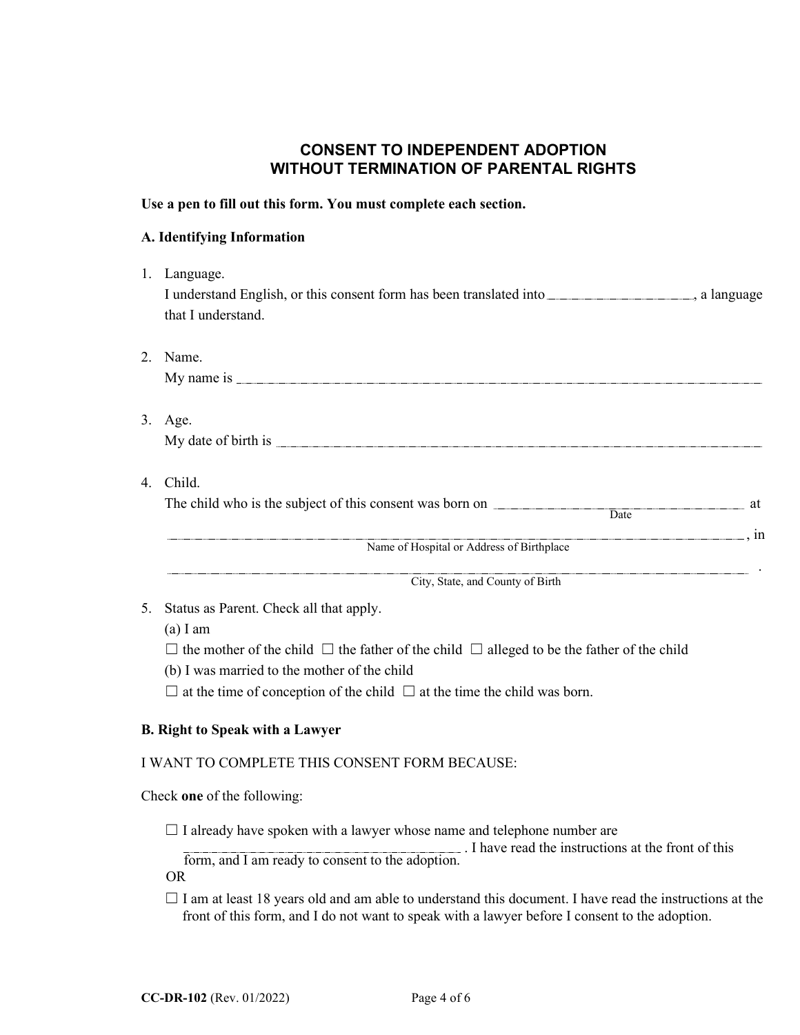# CONSENT TO INDEPENDENT ADOPTION WITHOUT TERMINATION OF PARENTAL RIGHTS

**Use a pen to fill out this form. You must complete each section.**

**A. Identifying Information**

1. Language.
   I understand English, or this consent form has been translated into \_\_\_\_\_\_\_\_\_\_\_\_\_\_\_\_\_\_\_\_, a language that I understand.

2. Name.
   My name is \_\_\_\_\_\_\_\_\_\_\_\_\_\_\_\_\_\_\_\_\_\_\_\_\_\_\_\_\_\_\_\_\_\_\_\_\_\_\_\_\_\_\_\_\_\_\_\_\_\_

3. Age.
   My date of birth is \_\_\_\_\_\_\_\_\_\_\_\_\_\_\_\_\_\_\_\_\_\_\_\_\_\_\_\_\_\_\_\_\_\_\_\_\_\_\_\_\_\_\_\_

4. Child.
   The child who is the subject of this consent was born on \_\_\_\_\_\_\_\_\_\_\_\_\_\_\_\_\_\_\_\_\_\_\_\_ at
   Date

   \_\_\_\_\_\_\_\_\_\_\_\_\_\_\_\_\_\_\_\_\_\_\_\_\_\_\_\_\_\_\_\_\_\_\_\_\_\_\_\_\_\_\_\_\_\_\_\_\_\_\_\_\_\_\_\_, in
   Name of Hospital or Address of Birthplace

   \_\_\_\_\_\_\_\_\_\_\_\_\_\_\_\_\_\_\_\_\_\_\_\_\_\_\_\_\_\_\_\_\_\_\_\_\_\_\_\_\_\_\_\_\_\_\_\_\_\_\_\_\_\_\_\_ .
   City, State, and County of Birth

5. Status as Parent. Check all that apply.
   (a) I am
   ☐ the mother of the child ☐ the father of the child ☐ alleged to be the father of the child
   (b) I was married to the mother of the child
   ☐ at the time of conception of the child ☐ at the time the child was born.

**B. Right to Speak with a Lawyer**

I WANT TO COMPLETE THIS CONSENT FORM BECAUSE:

Check **one** of the following:

☐ I already have spoken with a lawyer whose name and telephone number are \_\_\_\_\_\_\_\_\_\_\_\_\_\_\_\_\_\_\_\_\_\_\_\_\_\_\_\_\_\_ . I have read the instructions at the front of this form, and I am ready to consent to the adoption.

OR

☐ I am at least 18 years old and am able to understand this document. I have read the instructions at the front of this form, and I do not want to speak with a lawyer before I consent to the adoption.

**CC-DR-102** (Rev. 01/2022)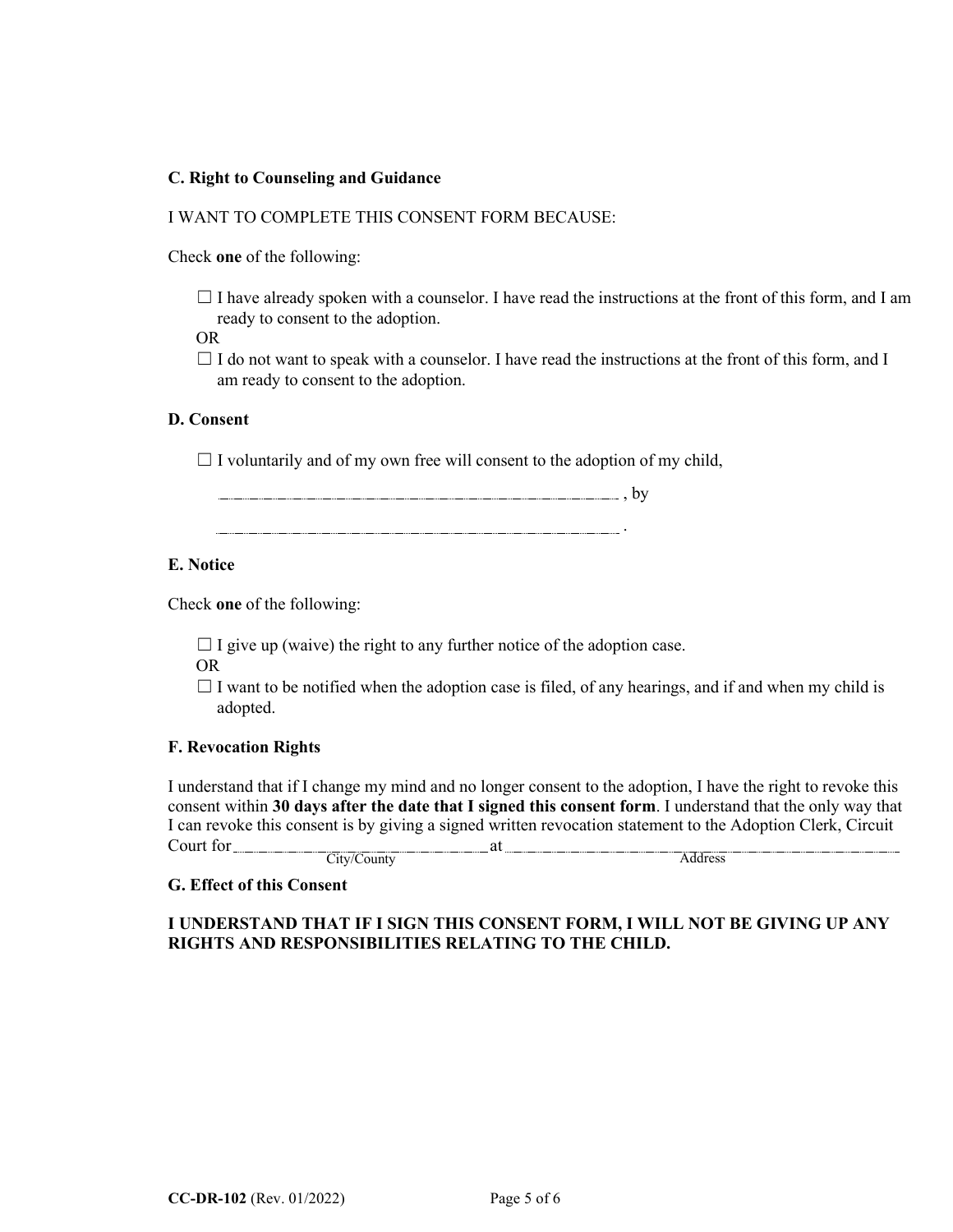**C. Right to Counseling and Guidance**

I WANT TO COMPLETE THIS CONSENT FORM BECAUSE:

Check **one** of the following:

☐ I have already spoken with a counselor. I have read the instructions at the front of this form, and I am ready to consent to the adoption.

OR

☐ I do not want to speak with a counselor. I have read the instructions at the front of this form, and I am ready to consent to the adoption.

**D. Consent**

☐ I voluntarily and of my own free will consent to the adoption of my child,

______________________________________________ , by

______________________________________________ .

**E. Notice**

Check **one** of the following:

☐ I give up (waive) the right to any further notice of the adoption case.

OR

☐ I want to be notified when the adoption case is filed, of any hearings, and if and when my child is adopted.

**F. Revocation Rights**

I understand that if I change my mind and no longer consent to the adoption, I have the right to revoke this consent within **30 days after the date that I signed this consent form**. I understand that the only way that I can revoke this consent is by giving a signed written revocation statement to the Adoption Clerk, Circuit Court for ______________________________ at ______________________________________________

City/County — Address

**G. Effect of this Consent**

**I UNDERSTAND THAT IF I SIGN THIS CONSENT FORM, I WILL NOT BE GIVING UP ANY RIGHTS AND RESPONSIBILITIES RELATING TO THE CHILD.**

**CC-DR-102** (Rev. 01/2022)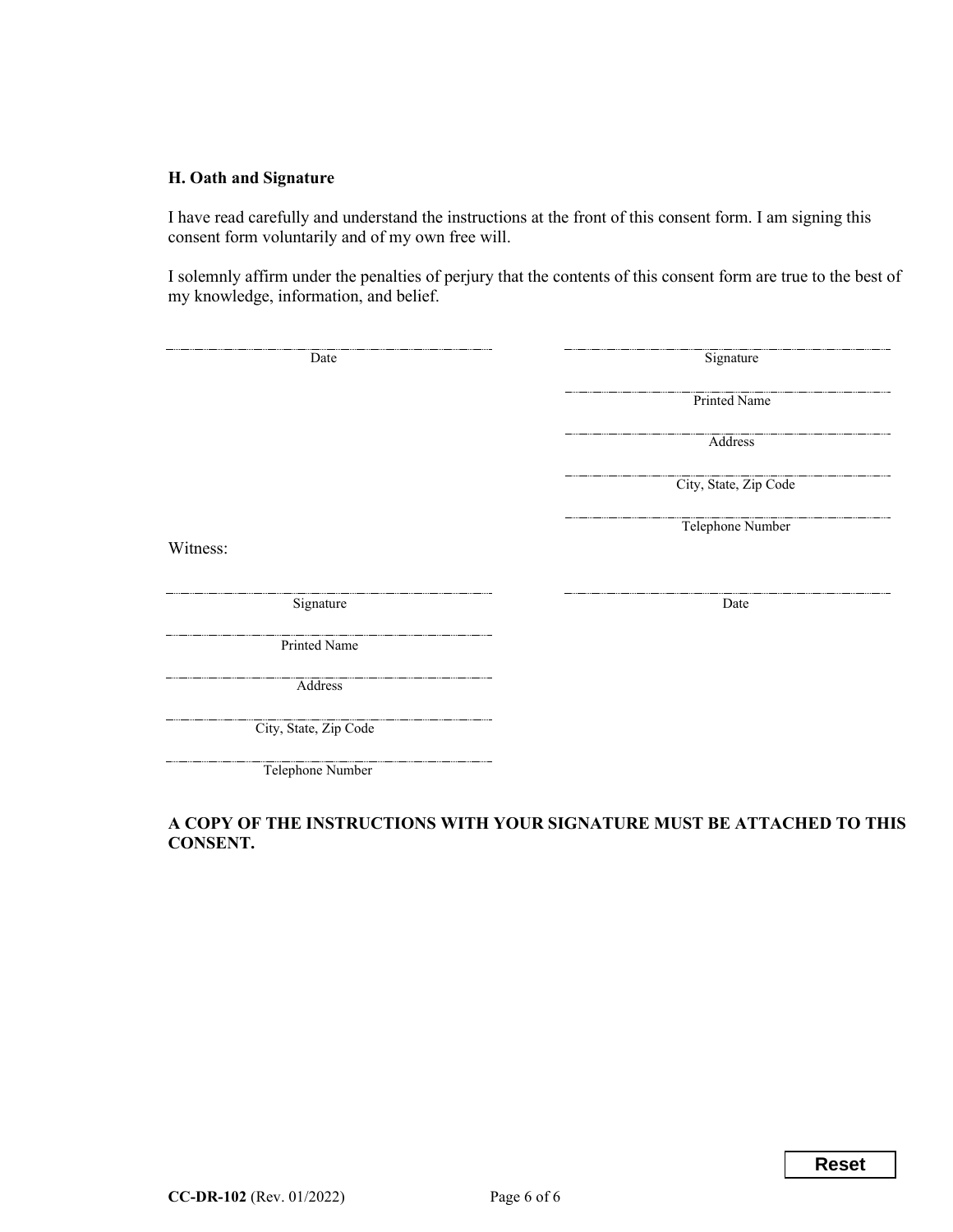### H. Oath and Signature

I have read carefully and understand the instructions at the front of this consent form. I am signing this consent form voluntarily and of my own free will.

I solemnly affirm under the penalties of perjury that the contents of this consent form are true to the best of my knowledge, information, and belief.

| | |
|---|---|
| ______________________ Date | ______________________ Signature |
| | ______________________ Printed Name |
| | ______________________ Address |
| | ______________________ City, State, Zip Code |
| | ______________________ Telephone Number |

Witness:

| | |
|---|---|
| ______________________ Signature | ______________________ Date |
| ______________________ Printed Name | |
| ______________________ Address | |
| ______________________ City, State, Zip Code | |
| ______________________ Telephone Number | |

**A COPY OF THE INSTRUCTIONS WITH YOUR SIGNATURE MUST BE ATTACHED TO THIS CONSENT.**

Reset

**CC-DR-102** (Rev. 01/2022)